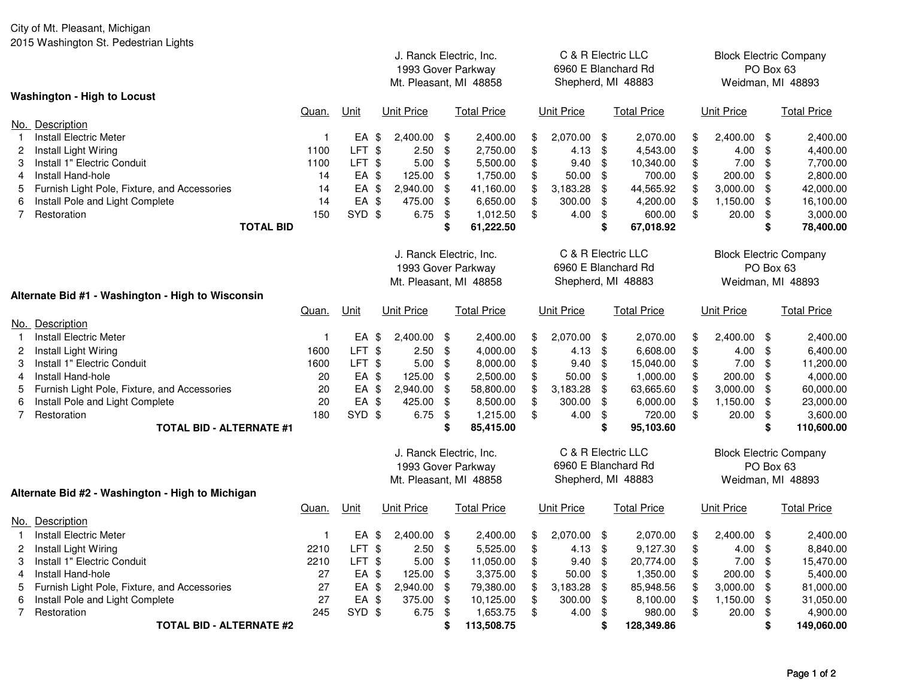City of Mt. Pleasant, Michigan
2015 Washington St. Pedestrian Lights

### Washington - High to Locust

| No. | Description | Quan. | Unit | J. Ranck Electric, Inc. 1993 Gover Parkway Mt. Pleasant, MI 48858 Unit Price | Total Price | C & R Electric LLC 6960 E Blanchard Rd Shepherd, MI 48883 Unit Price | Total Price | Block Electric Company PO Box 63 Weidman, MI 48893 Unit Price | Total Price |
|---|---|---|---|---|---|---|---|---|---|
| 1 | Install Electric Meter | 1 | EA | $ 2,400.00 | $ 2,400.00 | $ 2,070.00 | $ 2,070.00 | $ 2,400.00 | $ 2,400.00 |
| 2 | Install Light Wiring | 1100 | LFT | $ 2.50 | $ 2,750.00 | $ 4.13 | $ 4,543.00 | $ 4.00 | $ 4,400.00 |
| 3 | Install 1" Electric Conduit | 1100 | LFT | $ 5.00 | $ 5,500.00 | $ 9.40 | $ 10,340.00 | $ 7.00 | $ 7,700.00 |
| 4 | Install Hand-hole | 14 | EA | $ 125.00 | $ 1,750.00 | $ 50.00 | $ 700.00 | $ 200.00 | $ 2,800.00 |
| 5 | Furnish Light Pole, Fixture, and Accessories | 14 | EA | $ 2,940.00 | $ 41,160.00 | $ 3,183.28 | $ 44,565.92 | $ 3,000.00 | $ 42,000.00 |
| 6 | Install Pole and Light Complete | 14 | EA | $ 475.00 | $ 6,650.00 | $ 300.00 | $ 4,200.00 | $ 1,150.00 | $ 16,100.00 |
| 7 | Restoration | 150 | SYD | $ 6.75 | $ 1,012.50 | $ 4.00 | $ 600.00 | $ 20.00 | $ 3,000.00 |
| | **TOTAL BID** | | | | **$ 61,222.50** | | **$ 67,018.92** | | **$ 78,400.00** |

### Alternate Bid #1 - Washington - High to Wisconsin

| No. | Description | Quan. | Unit | J. Ranck Electric, Inc. 1993 Gover Parkway Mt. Pleasant, MI 48858 Unit Price | Total Price | C & R Electric LLC 6960 E Blanchard Rd Shepherd, MI 48883 Unit Price | Total Price | Block Electric Company PO Box 63 Weidman, MI 48893 Unit Price | Total Price |
|---|---|---|---|---|---|---|---|---|---|
| 1 | Install Electric Meter | 1 | EA | $ 2,400.00 | $ 2,400.00 | $ 2,070.00 | $ 2,070.00 | $ 2,400.00 | $ 2,400.00 |
| 2 | Install Light Wiring | 1600 | LFT | $ 2.50 | $ 4,000.00 | $ 4.13 | $ 6,608.00 | $ 4.00 | $ 6,400.00 |
| 3 | Install 1" Electric Conduit | 1600 | LFT | $ 5.00 | $ 8,000.00 | $ 9.40 | $ 15,040.00 | $ 7.00 | $ 11,200.00 |
| 4 | Install Hand-hole | 20 | EA | $ 125.00 | $ 2,500.00 | $ 50.00 | $ 1,000.00 | $ 200.00 | $ 4,000.00 |
| 5 | Furnish Light Pole, Fixture, and Accessories | 20 | EA | $ 2,940.00 | $ 58,800.00 | $ 3,183.28 | $ 63,665.60 | $ 3,000.00 | $ 60,000.00 |
| 6 | Install Pole and Light Complete | 20 | EA | $ 425.00 | $ 8,500.00 | $ 300.00 | $ 6,000.00 | $ 1,150.00 | $ 23,000.00 |
| 7 | Restoration | 180 | SYD | $ 6.75 | $ 1,215.00 | $ 4.00 | $ 720.00 | $ 20.00 | $ 3,600.00 |
| | **TOTAL BID - ALTERNATE #1** | | | | **$ 85,415.00** | | **$ 95,103.60** | | **$ 110,600.00** |

### Alternate Bid #2 - Washington - High to Michigan

| No. | Description | Quan. | Unit | J. Ranck Electric, Inc. 1993 Gover Parkway Mt. Pleasant, MI 48858 Unit Price | Total Price | C & R Electric LLC 6960 E Blanchard Rd Shepherd, MI 48883 Unit Price | Total Price | Block Electric Company PO Box 63 Weidman, MI 48893 Unit Price | Total Price |
|---|---|---|---|---|---|---|---|---|---|
| 1 | Install Electric Meter | 1 | EA | $ 2,400.00 | $ 2,400.00 | $ 2,070.00 | $ 2,070.00 | $ 2,400.00 | $ 2,400.00 |
| 2 | Install Light Wiring | 2210 | LFT | $ 2.50 | $ 5,525.00 | $ 4.13 | $ 9,127.30 | $ 4.00 | $ 8,840.00 |
| 3 | Install 1" Electric Conduit | 2210 | LFT | $ 5.00 | $ 11,050.00 | $ 9.40 | $ 20,774.00 | $ 7.00 | $ 15,470.00 |
| 4 | Install Hand-hole | 27 | EA | $ 125.00 | $ 3,375.00 | $ 50.00 | $ 1,350.00 | $ 200.00 | $ 5,400.00 |
| 5 | Furnish Light Pole, Fixture, and Accessories | 27 | EA | $ 2,940.00 | $ 79,380.00 | $ 3,183.28 | $ 85,948.56 | $ 3,000.00 | $ 81,000.00 |
| 6 | Install Pole and Light Complete | 27 | EA | $ 375.00 | $ 10,125.00 | $ 300.00 | $ 8,100.00 | $ 1,150.00 | $ 31,050.00 |
| 7 | Restoration | 245 | SYD | $ 6.75 | $ 1,653.75 | $ 4.00 | $ 980.00 | $ 20.00 | $ 4,900.00 |
| | **TOTAL BID - ALTERNATE #2** | | | | **$ 113,508.75** | | **$ 128,349.86** | | **$ 149,060.00** |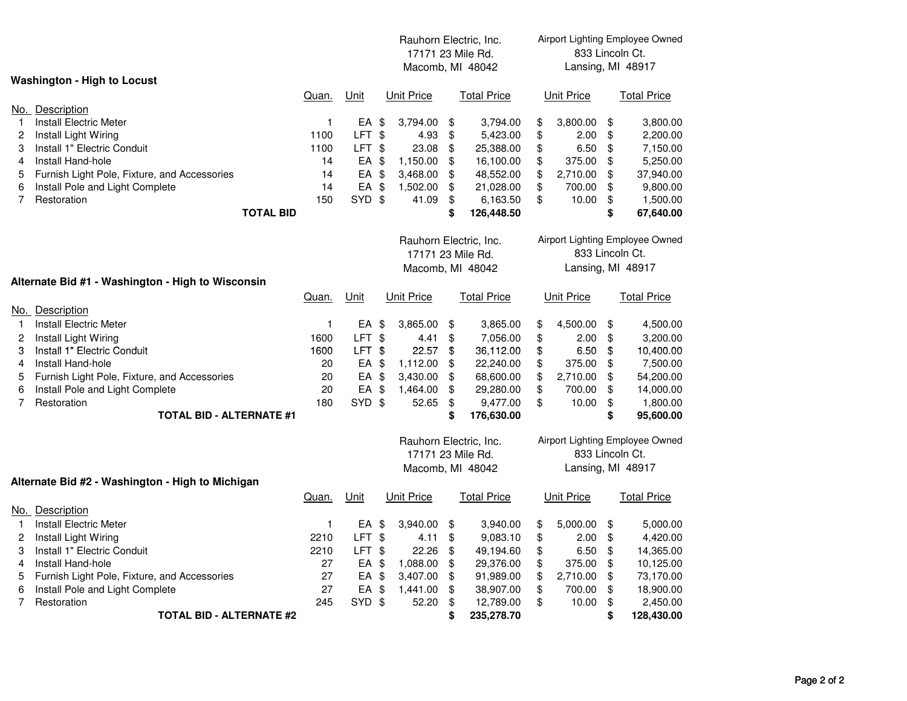## Washington - High to Locust

| No. | Description | Quan. | Unit | Rauhorn Electric, Inc. 17171 23 Mile Rd. Macomb, MI 48042 Unit Price | Total Price | Airport Lighting Employee Owned 833 Lincoln Ct. Lansing, MI 48917 Unit Price | Total Price |
|---|---|---|---|---|---|---|---|
| 1 | Install Electric Meter | 1 | EA | $ 3,794.00 | $ 3,794.00 | $ 3,800.00 | $ 3,800.00 |
| 2 | Install Light Wiring | 1100 | LFT | $ 4.93 | $ 5,423.00 | $ 2.00 | $ 2,200.00 |
| 3 | Install 1" Electric Conduit | 1100 | LFT | $ 23.08 | $ 25,388.00 | $ 6.50 | $ 7,150.00 |
| 4 | Install Hand-hole | 14 | EA | $ 1,150.00 | $ 16,100.00 | $ 375.00 | $ 5,250.00 |
| 5 | Furnish Light Pole, Fixture, and Accessories | 14 | EA | $ 3,468.00 | $ 48,552.00 | $ 2,710.00 | $ 37,940.00 |
| 6 | Install Pole and Light Complete | 14 | EA | $ 1,502.00 | $ 21,028.00 | $ 700.00 | $ 9,800.00 |
| 7 | Restoration | 150 | SYD | $ 41.09 | $ 6,163.50 | $ 10.00 | $ 1,500.00 |
| | **TOTAL BID** | | | | **$ 126,448.50** | | **$ 67,640.00** |

## Alternate Bid #1 - Washington - High to Wisconsin

| No. | Description | Quan. | Unit | Rauhorn Electric, Inc. 17171 23 Mile Rd. Macomb, MI 48042 Unit Price | Total Price | Airport Lighting Employee Owned 833 Lincoln Ct. Lansing, MI 48917 Unit Price | Total Price |
|---|---|---|---|---|---|---|---|
| 1 | Install Electric Meter | 1 | EA | $ 3,865.00 | $ 3,865.00 | $ 4,500.00 | $ 4,500.00 |
| 2 | Install Light Wiring | 1600 | LFT | $ 4.41 | $ 7,056.00 | $ 2.00 | $ 3,200.00 |
| 3 | Install 1" Electric Conduit | 1600 | LFT | $ 22.57 | $ 36,112.00 | $ 6.50 | $ 10,400.00 |
| 4 | Install Hand-hole | 20 | EA | $ 1,112.00 | $ 22,240.00 | $ 375.00 | $ 7,500.00 |
| 5 | Furnish Light Pole, Fixture, and Accessories | 20 | EA | $ 3,430.00 | $ 68,600.00 | $ 2,710.00 | $ 54,200.00 |
| 6 | Install Pole and Light Complete | 20 | EA | $ 1,464.00 | $ 29,280.00 | $ 700.00 | $ 14,000.00 |
| 7 | Restoration | 180 | SYD | $ 52.65 | $ 9,477.00 | $ 10.00 | $ 1,800.00 |
| | **TOTAL BID - ALTERNATE #1** | | | | **$ 176,630.00** | | **$ 95,600.00** |

## Alternate Bid #2 - Washington - High to Michigan

| No. | Description | Quan. | Unit | Rauhorn Electric, Inc. 17171 23 Mile Rd. Macomb, MI 48042 Unit Price | Total Price | Airport Lighting Employee Owned 833 Lincoln Ct. Lansing, MI 48917 Unit Price | Total Price |
|---|---|---|---|---|---|---|---|
| 1 | Install Electric Meter | 1 | EA | $ 3,940.00 | $ 3,940.00 | $ 5,000.00 | $ 5,000.00 |
| 2 | Install Light Wiring | 2210 | LFT | $ 4.11 | $ 9,083.10 | $ 2.00 | $ 4,420.00 |
| 3 | Install 1" Electric Conduit | 2210 | LFT | $ 22.26 | $ 49,194.60 | $ 6.50 | $ 14,365.00 |
| 4 | Install Hand-hole | 27 | EA | $ 1,088.00 | $ 29,376.00 | $ 375.00 | $ 10,125.00 |
| 5 | Furnish Light Pole, Fixture, and Accessories | 27 | EA | $ 3,407.00 | $ 91,989.00 | $ 2,710.00 | $ 73,170.00 |
| 6 | Install Pole and Light Complete | 27 | EA | $ 1,441.00 | $ 38,907.00 | $ 700.00 | $ 18,900.00 |
| 7 | Restoration | 245 | SYD | $ 52.20 | $ 12,789.00 | $ 10.00 | $ 2,450.00 |
| | **TOTAL BID - ALTERNATE #2** | | | | **$ 235,278.70** | | **$ 128,430.00** |